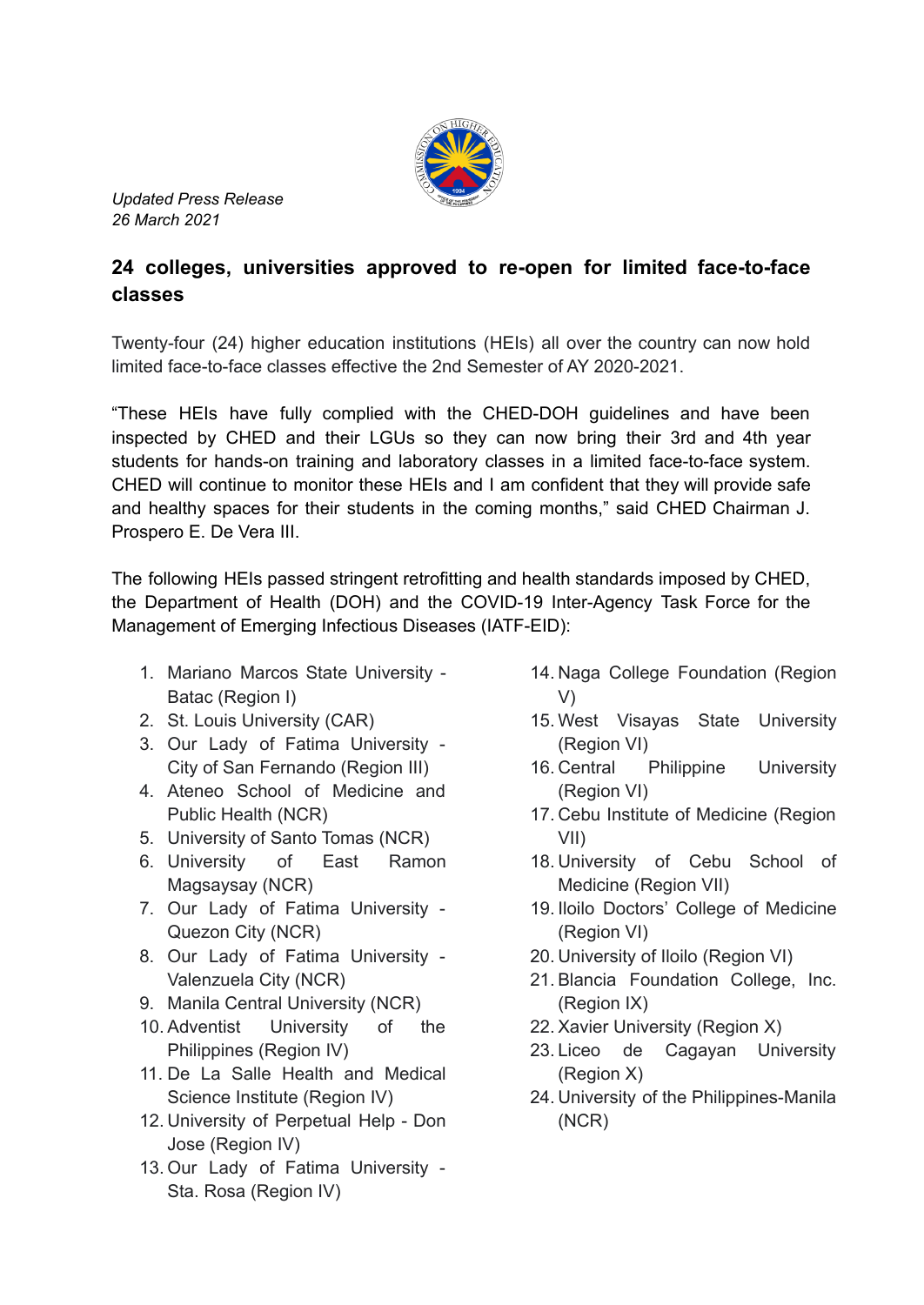*Updated Press Release*
*26 March 2021*

## 24 colleges, universities approved to re-open for limited face-to-face classes

Twenty-four (24) higher education institutions (HEIs) all over the country can now hold limited face-to-face classes effective the 2nd Semester of AY 2020-2021.

“These HEIs have fully complied with the CHED-DOH guidelines and have been inspected by CHED and their LGUs so they can now bring their 3rd and 4th year students for hands-on training and laboratory classes in a limited face-to-face system. CHED will continue to monitor these HEIs and I am confident that they will provide safe and healthy spaces for their students in the coming months,” said CHED Chairman J. Prospero E. De Vera III.

The following HEIs passed stringent retrofitting and health standards imposed by CHED, the Department of Health (DOH) and the COVID-19 Inter-Agency Task Force for the Management of Emerging Infectious Diseases (IATF-EID):

1. Mariano Marcos State University - Batac (Region I)
2. St. Louis University (CAR)
3. Our Lady of Fatima University - City of San Fernando (Region III)
4. Ateneo School of Medicine and Public Health (NCR)
5. University of Santo Tomas (NCR)
6. University of East Ramon Magsaysay (NCR)
7. Our Lady of Fatima University - Quezon City (NCR)
8. Our Lady of Fatima University - Valenzuela City (NCR)
9. Manila Central University (NCR)
10. Adventist University of the Philippines (Region IV)
11. De La Salle Health and Medical Science Institute (Region IV)
12. University of Perpetual Help - Don Jose (Region IV)
13. Our Lady of Fatima University - Sta. Rosa (Region IV)
14. Naga College Foundation (Region V)
15. West Visayas State University (Region VI)
16. Central Philippine University (Region VI)
17. Cebu Institute of Medicine (Region VII)
18. University of Cebu School of Medicine (Region VII)
19. Iloilo Doctors’ College of Medicine (Region VI)
20. University of Iloilo (Region VI)
21. Blancia Foundation College, Inc. (Region IX)
22. Xavier University (Region X)
23. Liceo de Cagayan University (Region X)
24. University of the Philippines-Manila (NCR)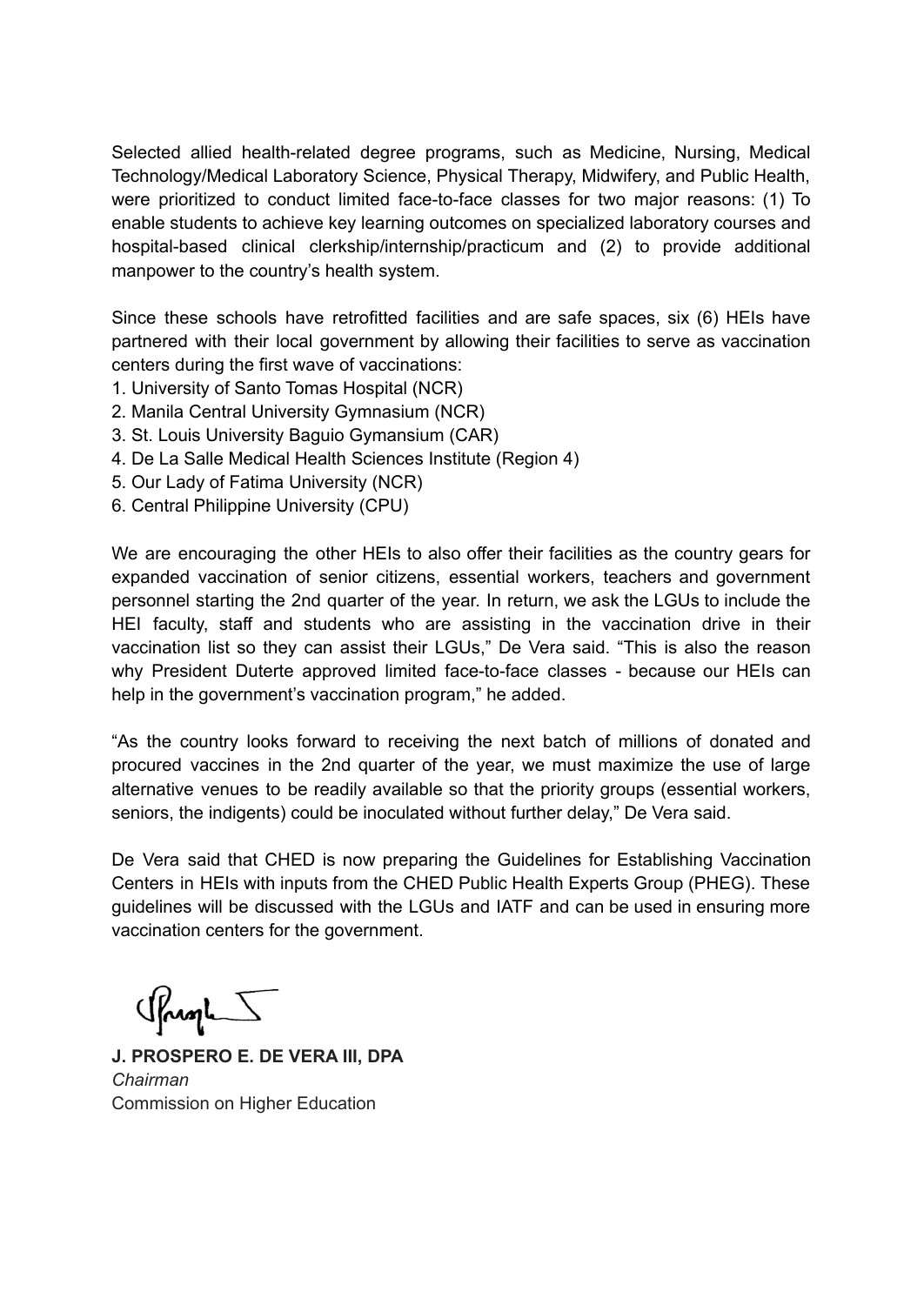Selected allied health-related degree programs, such as Medicine, Nursing, Medical Technology/Medical Laboratory Science, Physical Therapy, Midwifery, and Public Health, were prioritized to conduct limited face-to-face classes for two major reasons: (1) To enable students to achieve key learning outcomes on specialized laboratory courses and hospital-based clinical clerkship/internship/practicum and (2) to provide additional manpower to the country's health system.

Since these schools have retrofitted facilities and are safe spaces, six (6) HEIs have partnered with their local government by allowing their facilities to serve as vaccination centers during the first wave of vaccinations:

1. University of Santo Tomas Hospital (NCR)
2. Manila Central University Gymnasium (NCR)
3. St. Louis University Baguio Gymansium (CAR)
4. De La Salle Medical Health Sciences Institute (Region 4)
5. Our Lady of Fatima University (NCR)
6. Central Philippine University (CPU)

We are encouraging the other HEIs to also offer their facilities as the country gears for expanded vaccination of senior citizens, essential workers, teachers and government personnel starting the 2nd quarter of the year. In return, we ask the LGUs to include the HEI faculty, staff and students who are assisting in the vaccination drive in their vaccination list so they can assist their LGUs," De Vera said. "This is also the reason why President Duterte approved limited face-to-face classes - because our HEIs can help in the government's vaccination program," he added.

"As the country looks forward to receiving the next batch of millions of donated and procured vaccines in the 2nd quarter of the year, we must maximize the use of large alternative venues to be readily available so that the priority groups (essential workers, seniors, the indigents) could be inoculated without further delay," De Vera said.

De Vera said that CHED is now preparing the Guidelines for Establishing Vaccination Centers in HEIs with inputs from the CHED Public Health Experts Group (PHEG). These guidelines will be discussed with the LGUs and IATF and can be used in ensuring more vaccination centers for the government.

**J. PROSPERO E. DE VERA III, DPA**
*Chairman*
Commission on Higher Education